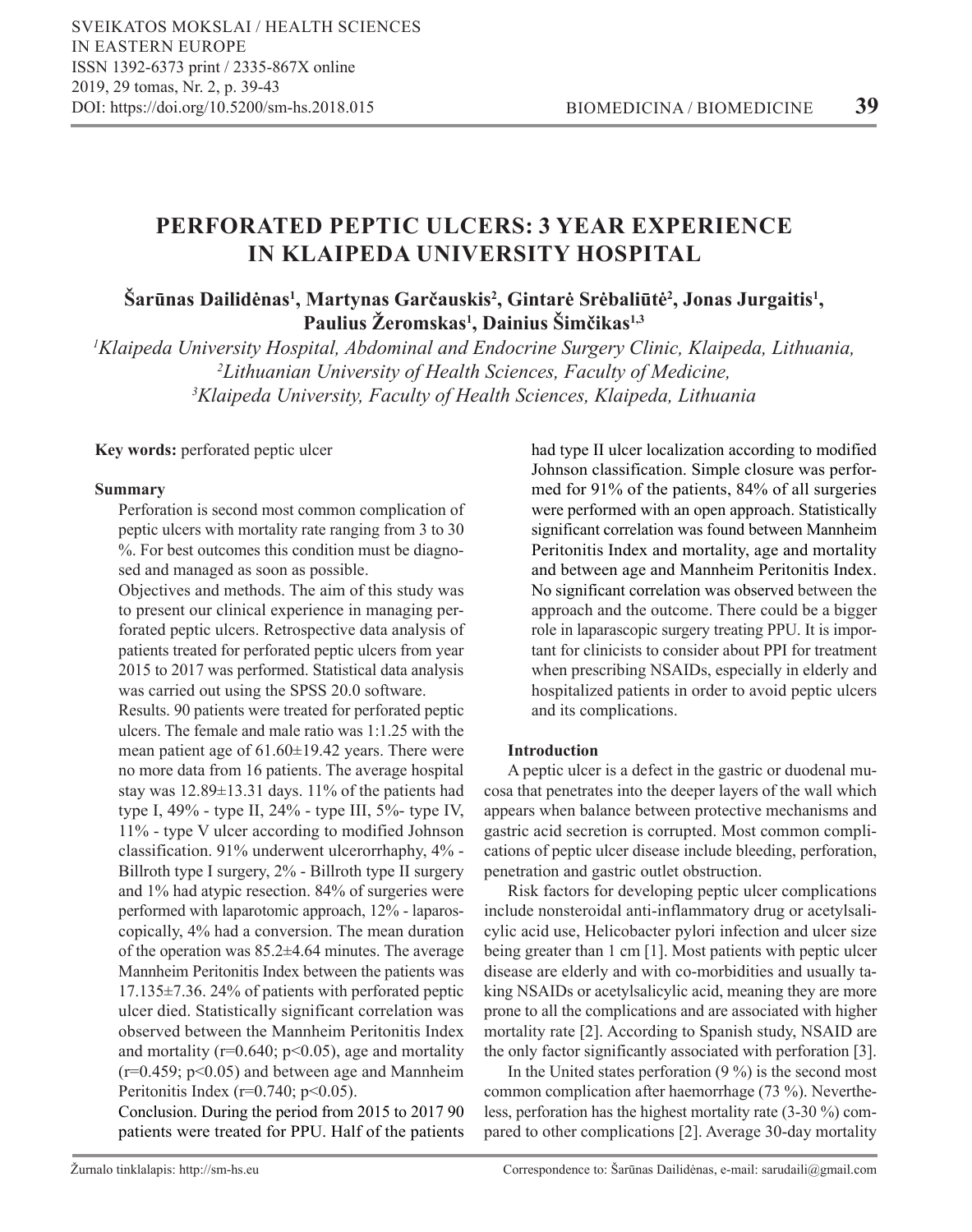# PERFORATED PEPTIC ULCERS: 3 YEAR EXPERIENCE IN KLAIPEDA UNIVERSITY HOSPITAL

**Šarūnas Dailidėnas[1], Martynas Garčauskis[2], Gintarė Srėbaliūtė[2], Jonas Jurgaitis[1], Paulius Žeromskas[1], Dainius Šimčikas[1,3]**

*[1]Klaipeda University Hospital, Abdominal and Endocrine Surgery Clinic, Klaipeda, Lithuania,*
*[2]Lithuanian University of Health Sciences, Faculty of Medicine,*
*[3]Klaipeda University, Faculty of Health Sciences, Klaipeda, Lithuania*

**Key words:** perforated peptic ulcer

**Summary**

Perforation is second most common complication of peptic ulcers with mortality rate ranging from 3 to 30 %. For best outcomes this condition must be diagnosed and managed as soon as possible.

Objectives and methods. The aim of this study was to present our clinical experience in managing perforated peptic ulcers. Retrospective data analysis of patients treated for perforated peptic ulcers from year 2015 to 2017 was performed. Statistical data analysis was carried out using the SPSS 20.0 software.

Results. 90 patients were treated for perforated peptic ulcers. The female and male ratio was 1:1.25 with the mean patient age of 61.60±19.42 years. There were no more data from 16 patients. The average hospital stay was 12.89±13.31 days. 11% of the patients had type I, 49% - type II, 24% - type III, 5%- type IV, 11% - type V ulcer according to modified Johnson classification. 91% underwent ulcerorrhaphy, 4% - Billroth type I surgery, 2% - Billroth type II surgery and 1% had atypic resection. 84% of surgeries were performed with laparotomic approach, 12% - laparoscopically, 4% had a conversion. The mean duration of the operation was 85.2±4.64 minutes. The average Mannheim Peritonitis Index between the patients was 17.135±7.36. 24% of patients with perforated peptic ulcer died. Statistically significant correlation was observed between the Mannheim Peritonitis Index and mortality ($r=0.640$; $p<0.05$), age and mortality ($r=0.459$; $p<0.05$) and between age and Mannheim Peritonitis Index ($r=0.740$; $p<0.05$).

Conclusion. During the period from 2015 to 2017 90 patients were treated for PPU. Half of the patients had type II ulcer localization according to modified Johnson classification. Simple closure was performed for 91% of the patients, 84% of all surgeries were performed with an open approach. Statistically significant correlation was found between Mannheim Peritonitis Index and mortality, age and mortality and between age and Mannheim Peritonitis Index. No significant correlation was observed between the approach and the outcome. There could be a bigger role in laparascopic surgery treating PPU. It is important for clinicists to consider about PPI for treatment when prescribing NSAIDs, especially in elderly and hospitalized patients in order to avoid peptic ulcers and its complications.

## Introduction

A peptic ulcer is a defect in the gastric or duodenal mucosa that penetrates into the deeper layers of the wall which appears when balance between protective mechanisms and gastric acid secretion is corrupted. Most common complications of peptic ulcer disease include bleeding, perforation, penetration and gastric outlet obstruction.

Risk factors for developing peptic ulcer complications include nonsteroidal anti-inflammatory drug or acetylsalicylic acid use, Helicobacter pylori infection and ulcer size being greater than 1 cm [1]. Most patients with peptic ulcer disease are elderly and with co-morbidities and usually taking NSAIDs or acetylsalicylic acid, meaning they are more prone to all the complications and are associated with higher mortality rate [2]. According to Spanish study, NSAID are the only factor significantly associated with perforation [3].

In the United states perforation (9 %) is the second most common complication after haemorrhage (73 %). Nevertheless, perforation has the highest mortality rate (3-30 %) compared to other complications [2]. Average 30-day mortality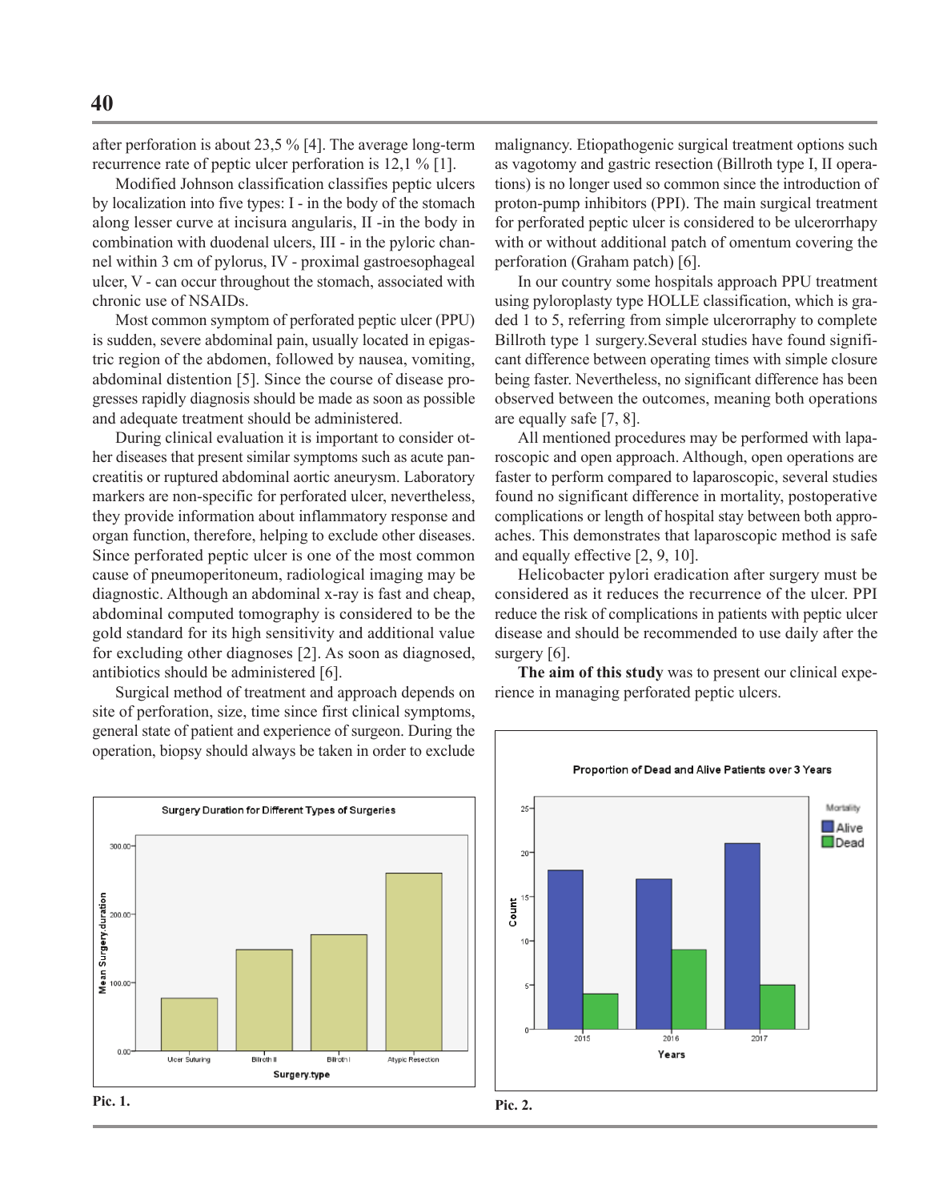after perforation is about 23,5 % [4]. The average long-term recurrence rate of peptic ulcer perforation is 12,1 % [1].

Modified Johnson classification classifies peptic ulcers by localization into five types: I - in the body of the stomach along lesser curve at incisura angularis, II -in the body in combination with duodenal ulcers, III - in the pyloric channel within 3 cm of pylorus, IV - proximal gastroesophageal ulcer, V - can occur throughout the stomach, associated with chronic use of NSAIDs.

Most common symptom of perforated peptic ulcer (PPU) is sudden, severe abdominal pain, usually located in epigastric region of the abdomen, followed by nausea, vomiting, abdominal distention [5]. Since the course of disease progresses rapidly diagnosis should be made as soon as possible and adequate treatment should be administered.

During clinical evaluation it is important to consider other diseases that present similar symptoms such as acute pancreatitis or ruptured abdominal aortic aneurysm. Laboratory markers are non-specific for perforated ulcer, nevertheless, they provide information about inflammatory response and organ function, therefore, helping to exclude other diseases. Since perforated peptic ulcer is one of the most common cause of pneumoperitoneum, radiological imaging may be diagnostic. Although an abdominal x-ray is fast and cheap, abdominal computed tomography is considered to be the gold standard for its high sensitivity and additional value for excluding other diagnoses [2]. As soon as diagnosed, antibiotics should be administered [6].

Surgical method of treatment and approach depends on site of perforation, size, time since first clinical symptoms, general state of patient and experience of surgeon. During the operation, biopsy should always be taken in order to exclude malignancy. Etiopathogenic surgical treatment options such as vagotomy and gastric resection (Billroth type I, II operations) is no longer used so common since the introduction of proton-pump inhibitors (PPI). The main surgical treatment for perforated peptic ulcer is considered to be ulcerorrhapy with or without additional patch of omentum covering the perforation (Graham patch) [6].

In our country some hospitals approach PPU treatment using pyloroplasty type HOLLE classification, which is graded 1 to 5, referring from simple ulcerorraphy to complete Billroth type 1 surgery.Several studies have found significant difference between operating times with simple closure being faster. Nevertheless, no significant difference has been observed between the outcomes, meaning both operations are equally safe [7, 8].

All mentioned procedures may be performed with laparoscopic and open approach. Although, open operations are faster to perform compared to laparoscopic, several studies found no significant difference in mortality, postoperative complications or length of hospital stay between both approaches. This demonstrates that laparoscopic method is safe and equally effective [2, 9, 10].

Helicobacter pylori eradication after surgery must be considered as it reduces the recurrence of the ulcer. PPI reduce the risk of complications in patients with peptic ulcer disease and should be recommended to use daily after the surgery [6].

**The aim of this study** was to present our clinical experience in managing perforated peptic ulcers.

Surgery Duration for Different Types of Surgeries

Pic. 1.

Proportion of Dead and Alive Patients over 3 Years

Pic. 2.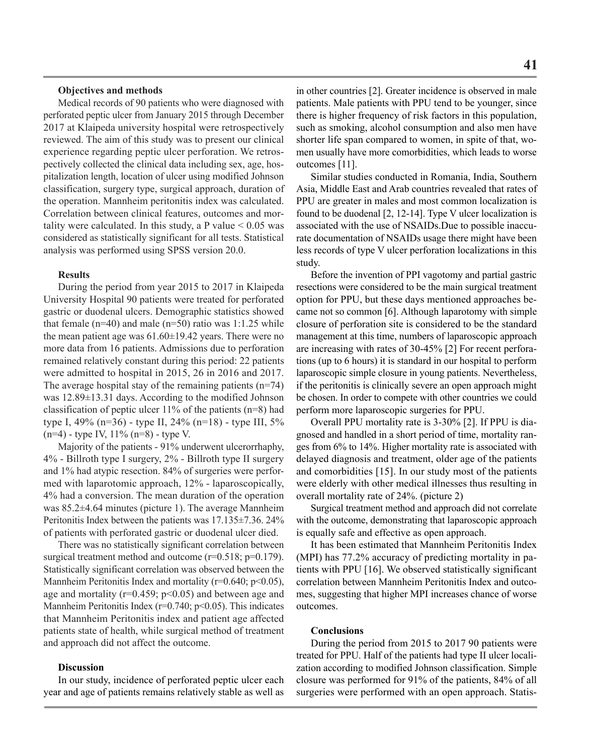**Objectives and methods**

Medical records of 90 patients who were diagnosed with perforated peptic ulcer from January 2015 through December 2017 at Klaipeda university hospital were retrospectively reviewed. The aim of this study was to present our clinical experience regarding peptic ulcer perforation. We retrospectively collected the clinical data including sex, age, hospitalization length, location of ulcer using modified Johnson classification, surgery type, surgical approach, duration of the operation. Mannheim peritonitis index was calculated. Correlation between clinical features, outcomes and mortality were calculated. In this study, a P value $< 0.05$ was considered as statistically significant for all tests. Statistical analysis was performed using SPSS version 20.0.

**Results**

During the period from year 2015 to 2017 in Klaipeda University Hospital 90 patients were treated for perforated gastric or duodenal ulcers. Demographic statistics showed that female (n=40) and male (n=50) ratio was 1:1.25 while the mean patient age was 61.60±19.42 years. There were no more data from 16 patients. Admissions due to perforation remained relatively constant during this period: 22 patients were admitted to hospital in 2015, 26 in 2016 and 2017. The average hospital stay of the remaining patients (n=74) was 12.89±13.31 days. According to the modified Johnson classification of peptic ulcer 11% of the patients (n=8) had type I, 49% (n=36) - type II, 24% (n=18) - type III, 5% (n=4) - type IV, 11% (n=8) - type V.

Majority of the patients - 91% underwent ulcerorrhaphy, 4% - Billroth type I surgery, 2% - Billroth type II surgery and 1% had atypic resection. 84% of surgeries were performed with laparotomic approach, 12% - laparoscopically, 4% had a conversion. The mean duration of the operation was 85.2±4.64 minutes (picture 1). The average Mannheim Peritonitis Index between the patients was 17.135±7.36. 24% of patients with perforated gastric or duodenal ulcer died.

There was no statistically significant correlation between surgical treatment method and outcome ($r=0.518$; $p=0.179$). Statistically significant correlation was observed between the Mannheim Peritonitis Index and mortality ($r=0.640$; $p<0.05$), age and mortality ($r=0.459$; $p<0.05$) and between age and Mannheim Peritonitis Index ($r=0.740$; $p<0.05$). This indicates that Mannheim Peritonitis index and patient age affected patients state of health, while surgical method of treatment and approach did not affect the outcome.

**Discussion**

In our study, incidence of perforated peptic ulcer each year and age of patients remains relatively stable as well as in other countries [2]. Greater incidence is observed in male patients. Male patients with PPU tend to be younger, since there is higher frequency of risk factors in this population, such as smoking, alcohol consumption and also men have shorter life span compared to women, in spite of that, women usually have more comorbidities, which leads to worse outcomes [11].

Similar studies conducted in Romania, India, Southern Asia, Middle East and Arab countries revealed that rates of PPU are greater in males and most common localization is found to be duodenal [2, 12-14]. Type V ulcer localization is associated with the use of NSAIDs.Due to possible inaccurate documentation of NSAIDs usage there might have been less records of type V ulcer perforation localizations in this study.

Before the invention of PPI vagotomy and partial gastric resections were considered to be the main surgical treatment option for PPU, but these days mentioned approaches became not so common [6]. Although laparotomy with simple closure of perforation site is considered to be the standard management at this time, numbers of laparoscopic approach are increasing with rates of 30-45% [2] For recent perforations (up to 6 hours) it is standard in our hospital to perform laparoscopic simple closure in young patients. Nevertheless, if the peritonitis is clinically severe an open approach might be chosen. In order to compete with other countries we could perform more laparoscopic surgeries for PPU.

Overall PPU mortality rate is 3-30% [2]. If PPU is diagnosed and handled in a short period of time, mortality ranges from 6% to 14%. Higher mortality rate is associated with delayed diagnosis and treatment, older age of the patients and comorbidities [15]. In our study most of the patients were elderly with other medical illnesses thus resulting in overall mortality rate of 24%. (picture 2)

Surgical treatment method and approach did not correlate with the outcome, demonstrating that laparoscopic approach is equally safe and effective as open approach.

It has been estimated that Mannheim Peritonitis Index (MPI) has 77.2% accuracy of predicting mortality in patients with PPU [16]. We observed statistically significant correlation between Mannheim Peritonitis Index and outcomes, suggesting that higher MPI increases chance of worse outcomes.

**Conclusions**

During the period from 2015 to 2017 90 patients were treated for PPU. Half of the patients had type II ulcer localization according to modified Johnson classification. Simple closure was performed for 91% of the patients, 84% of all surgeries were performed with an open approach. Statis-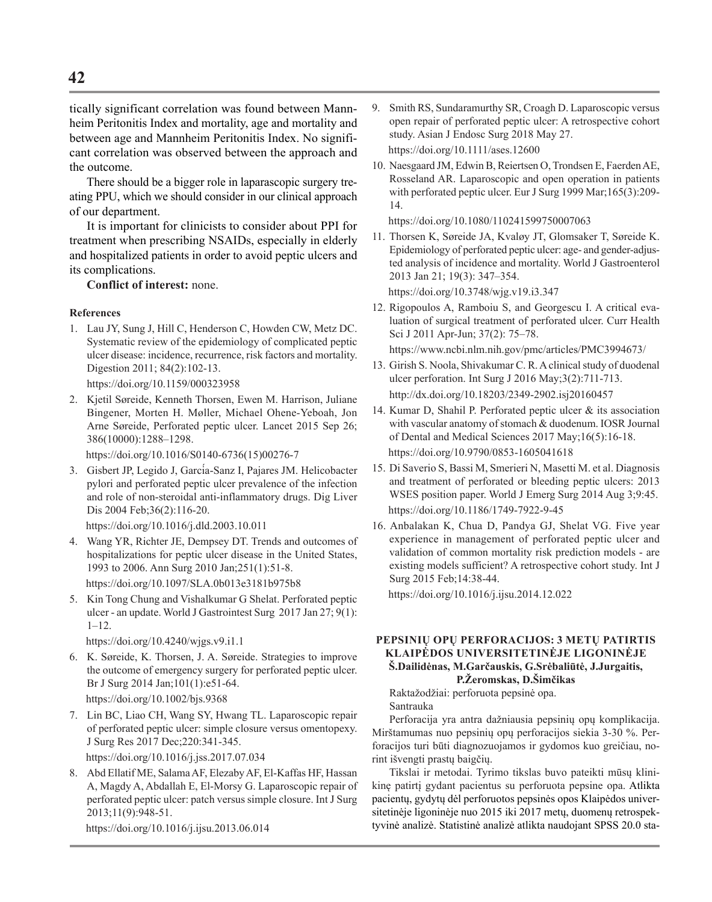tically significant correlation was found between Mannheim Peritonitis Index and mortality, age and mortality and between age and Mannheim Peritonitis Index. No significant correlation was observed between the approach and the outcome.

There should be a bigger role in laparascopic surgery treating PPU, which we should consider in our clinical approach of our department.

It is important for clinicists to consider about PPI for treatment when prescribing NSAIDs, especially in elderly and hospitalized patients in order to avoid peptic ulcers and its complications.

**Conflict of interest:** none.

#### References

1. Lau JY, Sung J, Hill C, Henderson C, Howden CW, Metz DC. Systematic review of the epidemiology of complicated peptic ulcer disease: incidence, recurrence, risk factors and mortality. Digestion 2011; 84(2):102-13.
   https://doi.org/10.1159/000323958
2. Kjetil Søreide, Kenneth Thorsen, Ewen M. Harrison, Juliane Bingener, Morten H. Møller, Michael Ohene-Yeboah, Jon Arne Søreide, Perforated peptic ulcer. Lancet 2015 Sep 26; 386(10000):1288–1298.
   https://doi.org/10.1016/S0140-6736(15)00276-7
3. Gisbert JP, Legido J, García-Sanz I, Pajares JM. Helicobacter pylori and perforated peptic ulcer prevalence of the infection and role of non-steroidal anti-inflammatory drugs. Dig Liver Dis 2004 Feb;36(2):116-20.
   https://doi.org/10.1016/j.dld.2003.10.011
4. Wang YR, Richter JE, Dempsey DT. Trends and outcomes of hospitalizations for peptic ulcer disease in the United States, 1993 to 2006. Ann Surg 2010 Jan;251(1):51-8.
   https://doi.org/10.1097/SLA.0b013e3181b975b8
5. Kin Tong Chung and Vishalkumar G Shelat. Perforated peptic ulcer - an update. World J Gastrointest Surg 2017 Jan 27; 9(1): 1–12.
   https://doi.org/10.4240/wjgs.v9.i1.1
6. K. Søreide, K. Thorsen, J. A. Søreide. Strategies to improve the outcome of emergency surgery for perforated peptic ulcer. Br J Surg 2014 Jan;101(1):e51-64.
   https://doi.org/10.1002/bjs.9368
7. Lin BC, Liao CH, Wang SY, Hwang TL. Laparoscopic repair of perforated peptic ulcer: simple closure versus omentopexy. J Surg Res 2017 Dec;220:341-345.
   https://doi.org/10.1016/j.jss.2017.07.034
8. Abd Ellatif ME, Salama AF, Elezaby AF, El-Kaffas HF, Hassan A, Magdy A, Abdallah E, El-Morsy G. Laparoscopic repair of perforated peptic ulcer: patch versus simple closure. Int J Surg 2013;11(9):948-51.
   https://doi.org/10.1016/j.ijsu.2013.06.014
9. Smith RS, Sundaramurthy SR, Croagh D. Laparoscopic versus open repair of perforated peptic ulcer: A retrospective cohort study. Asian J Endosc Surg 2018 May 27.
   https://doi.org/10.1111/ases.12600
10. Naesgaard JM, Edwin B, Reiertsen O, Trondsen E, Faerden AE, Rosseland AR. Laparoscopic and open operation in patients with perforated peptic ulcer. Eur J Surg 1999 Mar;165(3):209-14.
    https://doi.org/10.1080/110241599750007063
11. Thorsen K, Søreide JA, Kvaløy JT, Glomsaker T, Søreide K. Epidemiology of perforated peptic ulcer: age- and gender-adjusted analysis of incidence and mortality. World J Gastroenterol 2013 Jan 21; 19(3): 347–354.
    https://doi.org/10.3748/wjg.v19.i3.347
12. Rigopoulos A, Ramboiu S, and Georgescu I. A critical evaluation of surgical treatment of perforated ulcer. Curr Health Sci J 2011 Apr-Jun; 37(2): 75–78.
    https://www.ncbi.nlm.nih.gov/pmc/articles/PMC3994673/
13. Girish S. Noola, Shivakumar C. R. A clinical study of duodenal ulcer perforation. Int Surg J 2016 May;3(2):711-713.
    http://dx.doi.org/10.18203/2349-2902.isj20160457
14. Kumar D, Shahil P. Perforated peptic ulcer & its association with vascular anatomy of stomach & duodenum. IOSR Journal of Dental and Medical Sciences 2017 May;16(5):16-18.
    https://doi.org/10.9790/0853-1605041618
15. Di Saverio S, Bassi M, Smerieri N, Masetti M. et al. Diagnosis and treatment of perforated or bleeding peptic ulcers: 2013 WSES position paper. World J Emerg Surg 2014 Aug 3;9:45.
    https://doi.org/10.1186/1749-7922-9-45
16. Anbalakan K, Chua D, Pandya GJ, Shelat VG. Five year experience in management of perforated peptic ulcer and validation of common mortality risk prediction models - are existing models sufficient? A retrospective cohort study. Int J Surg 2015 Feb;14:38-44.
    https://doi.org/10.1016/j.ijsu.2014.12.022

## PEPSINIŲ OPŲ PERFORACIJOS: 3 METŲ PATIRTIS KLAIPĖDOS UNIVERSITETINĖJE LIGONINĖJE

**Š.Dailidėnas, M.Garčauskis, G.Srėbaliūtė, J.Jurgaitis, P.Žeromskas, D.Šimčikas**

Raktažodžiai: perforuota pepsinė opa.

Santrauka

Perforacija yra antra dažniausia pepsinių opų komplikacija. Mirštamumas nuo pepsinių opų perforacijos siekia 3-30 %. Perforacijos turi būti diagnozuojamos ir gydomos kuo greičiau, norint išvengti prastų baigčių.

Tikslai ir metodai. Tyrimo tikslas buvo pateikti mūsų klinikinę patirtį gydant pacientus su perforuota pepsine opa. Atlikta pacientų, gydytų dėl perforuotos pepsinės opos Klaipėdos universitetinėje ligoninėje nuo 2015 iki 2017 metų, duomenų retrospektyvinė analizė. Statistinė analizė atlikta naudojant SPSS 20.0 sta-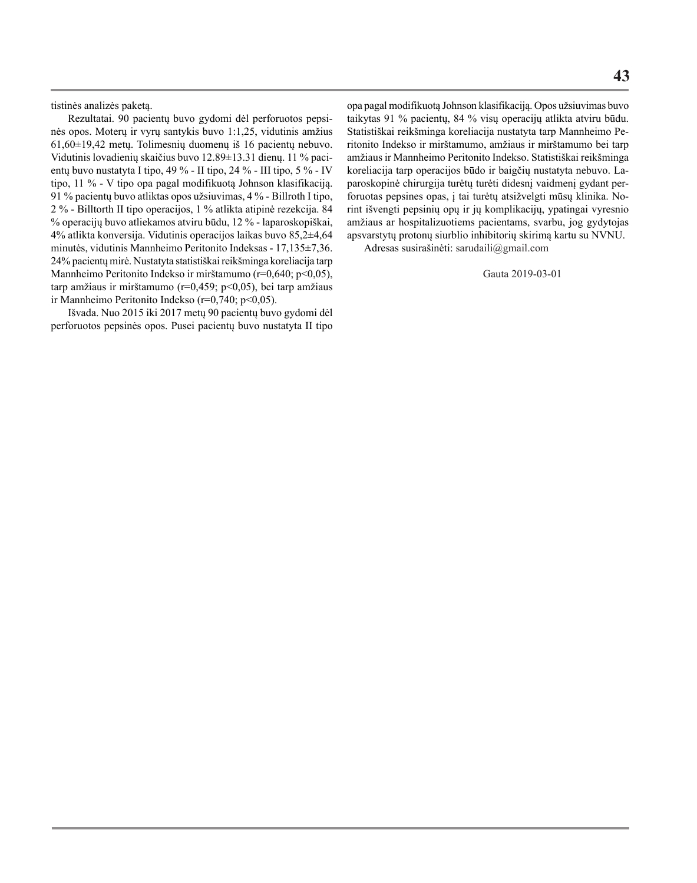tistinės analizės paketą.

Rezultatai. 90 pacientų buvo gydomi dėl perforuotos pepsinės opos. Moterų ir vyrų santykis buvo 1:1,25, vidutinis amžius 61,60±19,42 metų. Tolimesnių duomenų iš 16 pacientų nebuvo. Vidutinis lovadienių skaičius buvo 12.89±13.31 dienų. 11 % pacientų buvo nustatyta I tipo, 49 % - II tipo, 24 % - III tipo, 5 % - IV tipo, 11 % - V tipo opa pagal modifikuotą Johnson klasifikaciją. 91 % pacientų buvo atliktas opos užsiuvimas, 4 % - Billroth I tipo, 2 % - Billtorth II tipo operacijos, 1 % atlikta atipinė rezekcija. 84 % operacijų buvo atliekamos atviru būdu, 12 % - laparoskopiškai, 4% atlikta konversija. Vidutinis operacijos laikas buvo 85,2±4,64 minutės, vidutinis Mannheimo Peritonito Indeksas - 17,135±7,36. 24% pacientų mirė. Nustatyta statistiškai reikšminga koreliacija tarp Mannheimo Peritonito Indekso ir mirštamumo ($r=0,640$; $p<0,05$), tarp amžiaus ir mirštamumo ($r=0,459$; $p<0,05$), bei tarp amžiaus ir Mannheimo Peritonito Indekso ($r=0,740$; $p<0,05$).

Išvada. Nuo 2015 iki 2017 metų 90 pacientų buvo gydomi dėl perforuotos pepsinės opos. Pusei pacientų buvo nustatyta II tipo opa pagal modifikuotą Johnson klasifikaciją. Opos užsiuvimas buvo taikytas 91 % pacientų, 84 % visų operacijų atlikta atviru būdu. Statistiškai reikšminga koreliacija nustatyta tarp Mannheimo Peritonito Indekso ir mirštamumo, amžiaus ir mirštamumo bei tarp amžiaus ir Mannheimo Peritonito Indekso. Statistiškai reikšminga koreliacija tarp operacijos būdo ir baigčių nustatyta nebuvo. Laparoskopinė chirurgija turėtų turėti didesnį vaidmenį gydant perforuotas pepsines opas, į tai turėtų atsižvelgti mūsų klinika. Norint išvengti pepsinių opų ir jų komplikacijų, ypatingai vyresnio amžiaus ar hospitalizuotiems pacientams, svarbu, jog gydytojas apsvarstytų protonų siurblio inhibitorių skirimą kartu su NVNU.

Adresas susirašinėti: sarudaili@gmail.com

Gauta 2019-03-01